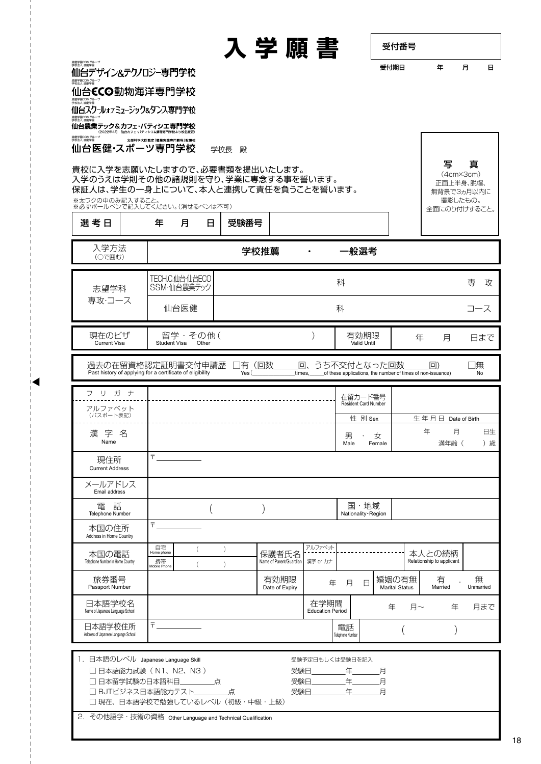# 入学願書

| 受付番号 | |
|---|---|
| 受付期日 | 年　月　日 |

滋慶学園COMグループ 学校法人 滋慶学園
**仙台デザイン&テクノロジー専門学校**

滋慶学園COMグループ 学校法人 滋慶学園
**仙台ECO動物海洋専門学校**

滋慶学園COMグループ 学校法人 滋慶学園
**仙台スクールオブミュージック&ダンス専門学校**

滋慶学園COMグループ 学校法人 滋慶学園
**仙台農業テック&カフェ・パティシエ専門学校**
（2022年4月 仙台カフェ・パティシエ&調理専門学校より校名変更）

滋慶学園COMグループ 学校法人 滋慶学園　文部科学大臣認定「職業実践専門課程」設置校
**仙台医健・スポーツ専門学校**　学校長　殿

貴校に入学を志願いたしますので、必要書類を提出いたします。
入学のうえは学則その他の諸規則を守り、学業に専念する事を誓います。
保証人は、学生の一身上について、本人と連携して責任を負うことを誓います。

※太ワクの中のみ記入すること。
※必ずボールペンで記入してください。（消せるペンは不可）

**写　真**
（4cm×3cm）
正面上半身、脱帽、無背景で3ヵ月以内に撮影したもの。
全面にのり付けすること。

| 選考日 | 年　月　日 | 受験番号 | |
|---|---|---|---|

| 入学方法（○で囲む） | 学校推薦　・　一般選考 | |
|---|---|---|
| 志望学科 専攻・コース | TECH.C.仙台・仙台ECO SSM・仙台農業テック | 科　専　攻 |
| | 仙台医健 | 科　コース |

| 現在のビザ Current Visa | 留学・その他（　　　） Student Visa Other | 有効期限 Valid Until | 年　月　日まで |
|---|---|---|---|

過去の在留資格認定証明書交付申請歴 Past history of applying for a certificate of eligibility　□有（回数＿＿回、うち不交付となった回数＿＿回） Yes（＿＿times, ＿＿of these applications, the number of times of non-issuance）　□無 No

| フリガナ | | 在留カード番号 Resident Card Number | | |
|---|---|---|---|---|
| アルファベット（パスポート表記） | | 性別 Sex | 生年月日 Date of Birth | |
| 漢字名 Name | | 男・女 Male Female | 年　月　日生 満年齢（　）歳 | |
| 現住所 Current Address | 〒 | | | |
| メールアドレス Email address | | | | |
| 電話 Telephone Number | （　　） | 国・地域 Nationality・Region | | |
| 本国の住所 Address in Home Country | 〒 | | | |
| 本国の電話 Telephone Number in Home Country | 自宅 Home phone（　）／携帯 Mobile Phone（　） | 保護者氏名 Name of Parent/Guardian | アルファベット／漢字 or カナ | 本人との続柄 Relationship to applicant |
| 旅券番号 Passport Number | | 有効期限 Date of Expiry | 年　月　日 | 婚姻の有無 Marital Status　有 Married・無 Unmarried |
| 日本語学校名 Name of Japanese Language School | | 在学期間 Education Period | 年　月～　年　月まで | |
| 日本語学校住所 Address of Japanese Language School | 〒 | 電話 Telephone Number | （　　） | |

1. 日本語のレベル Japanese Language Skill　　受験予定日もしくは受験日を記入
   - □ 日本語能力試験（N1、N2、N3）　受験日＿＿＿年＿＿＿月
   - □ 日本留学試験の日本語科目＿＿＿点　受験日＿＿＿年＿＿＿月
   - □ BJTビジネス日本語能力テスト＿＿＿点　受験日＿＿＿年＿＿＿月
   - □ 現在、日本語学校で勉強しているレベル（初級・中級・上級）

2. その他語学・技術の資格 Other Language and Technical Qualification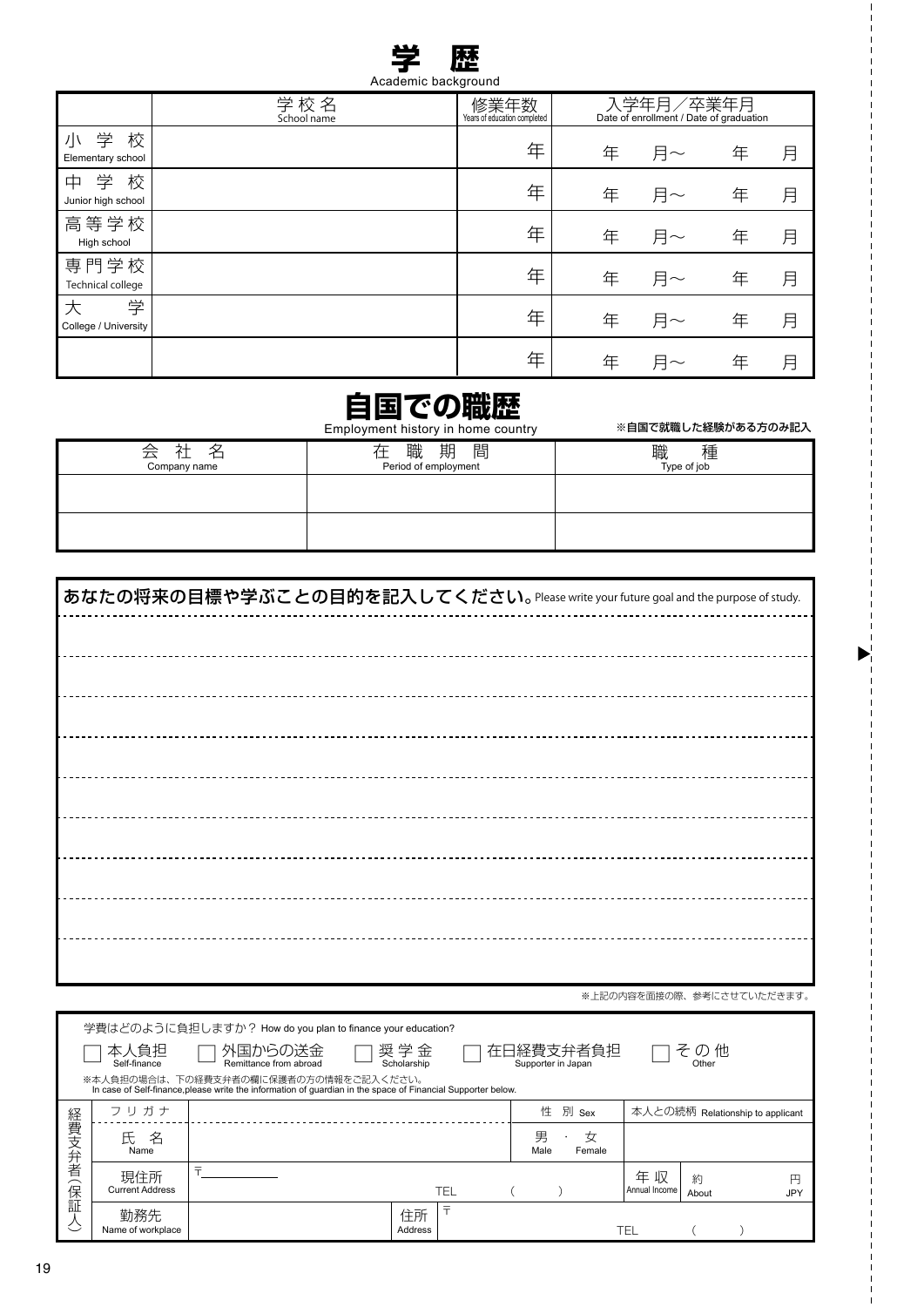# 学歴

Academic background

| | 学校名 School name | 修業年数 Years of education completed | 入学年月／卒業年月 Date of enrollment / Date of graduation |
|---|---|---|---|
| 小学校 Elementary school | | 年 | 年　月～　年　月 |
| 中学校 Junior high school | | 年 | 年　月～　年　月 |
| 高等学校 High school | | 年 | 年　月～　年　月 |
| 専門学校 Technical college | | 年 | 年　月～　年　月 |
| 大学 College / University | | 年 | 年　月～　年　月 |
| | | 年 | 年　月～　年　月 |

# 自国での職歴

Employment history in home country

※自国で就職した経験がある方のみ記入

| 会社名 Company name | 在職期間 Period of employment | 職種 Type of job |
|---|---|---|
| | | |
| | | |

**あなたの将来の目標や学ぶことの目的を記入してください。** Please write your future goal and the purpose of study.

※上記の内容を面接の際、参考にさせていただきます。

学費はどのように負担しますか？ How do you plan to finance your education?

- ☐ 本人負担 Self-finance
- ☐ 外国からの送金 Remittance from abroad
- ☐ 奨学金 Scholarship
- ☐ 在日経費支弁者負担 Supporter in Japan
- ☐ その他 Other

※本人負担の場合は、下の経費支弁者の欄に保護者の方の情報をご記入ください。
In case of Self-finance,please write the information of guardian in the space of Financial Supporter below.

| 経費支弁者（保証人） | | | | |
|---|---|---|---|---|
| フリガナ | | 性別 Sex | 本人との続柄 Relationship to applicant | |
| 氏名 Name | | 男 Male ・ 女 Female | | |
| 現住所 Current Address | 〒 TEL (　) | 年収 Annual Income | 約 About　円 JPY | |
| 勤務先 Name of workplace | | 住所 Address | 〒 TEL (　) | |